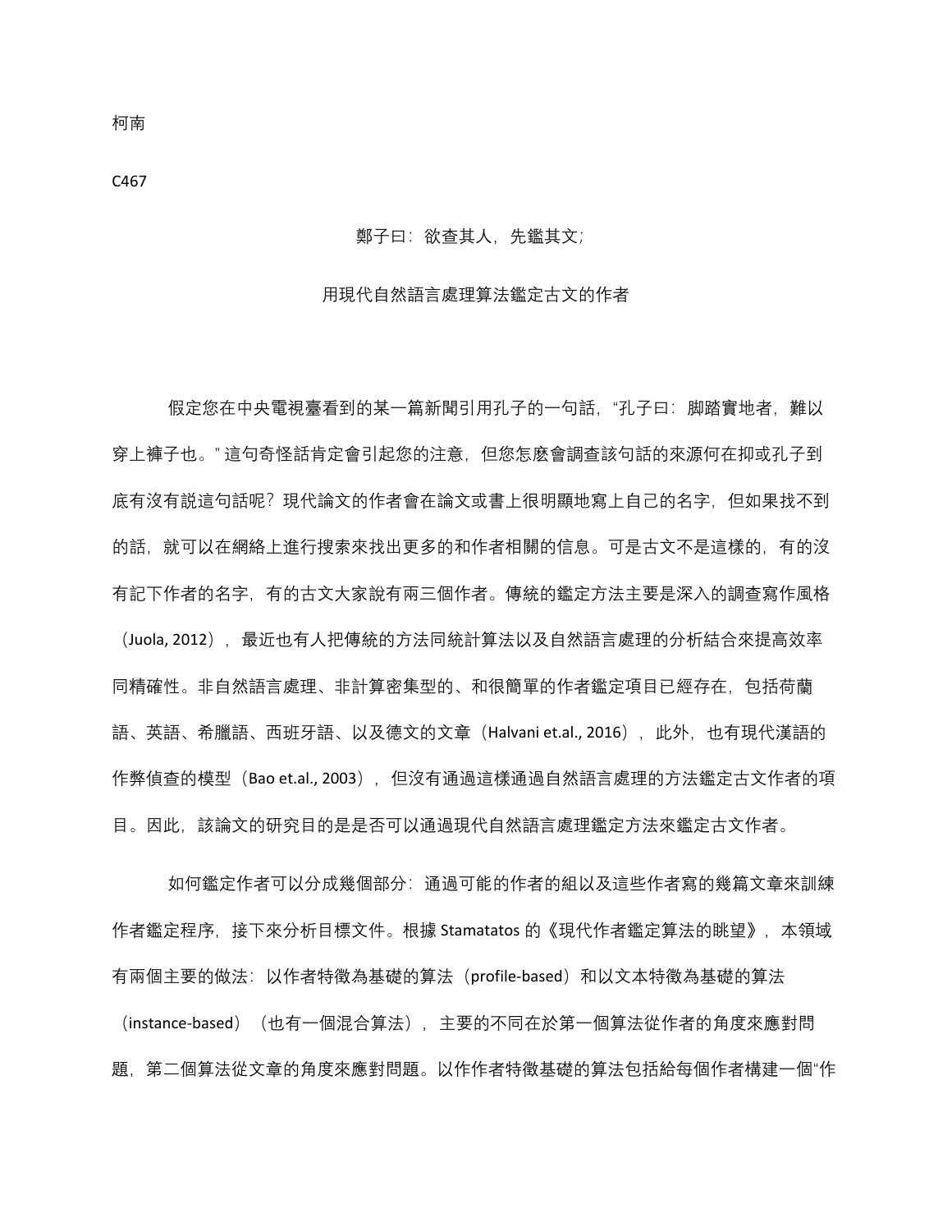柯南

C467

# 鄭子曰：欲查其人，先鑑其文；

## 用現代自然語言處理算法鑑定古文的作者

假定您在中央電視臺看到的某一篇新聞引用孔子的一句話，“孔子曰：脚踏實地者，難以穿上褲子也。”這句奇怪話肯定會引起您的注意，但您怎麼會調查該句話的來源何在抑或孔子到底有沒有説這句話呢？現代論文的作者會在論文或書上很明顯地寫上自己的名字，但如果找不到的話，就可以在網絡上進行搜索來找出更多的和作者相關的信息。可是古文不是這樣的，有的沒有記下作者的名字，有的古文大家說有兩三個作者。傳統的鑑定方法主要是深入的調查寫作風格（Juola, 2012），最近也有人把傳統的方法同統計算法以及自然語言處理的分析結合來提高效率同精確性。非自然語言處理、非計算密集型的、和很簡單的作者鑑定項目已經存在，包括荷蘭語、英語、希臘語、西班牙語、以及德文的文章（Halvani et.al., 2016），此外，也有現代漢語的作弊偵查的模型（Bao et.al., 2003），但沒有通過這樣通過自然語言處理的方法鑑定古文作者的項目。因此，該論文的研究目的是是否可以通過現代自然語言處理鑑定方法來鑑定古文作者。

如何鑑定作者可以分成幾個部分：通過可能的作者的組以及這些作者寫的幾篇文章來訓練作者鑑定程序，接下來分析目標文件。根據 Stamatatos 的《現代作者鑑定算法的眺望》，本領域有兩個主要的做法：以作者特徵為基礎的算法（profile-based）和以文本特徵為基礎的算法（instance-based）（也有一個混合算法），主要的不同在於第一個算法從作者的角度來應對問題，第二個算法從文章的角度來應對問題。以作作者特徵基礎的算法包括給每個作者構建一個“作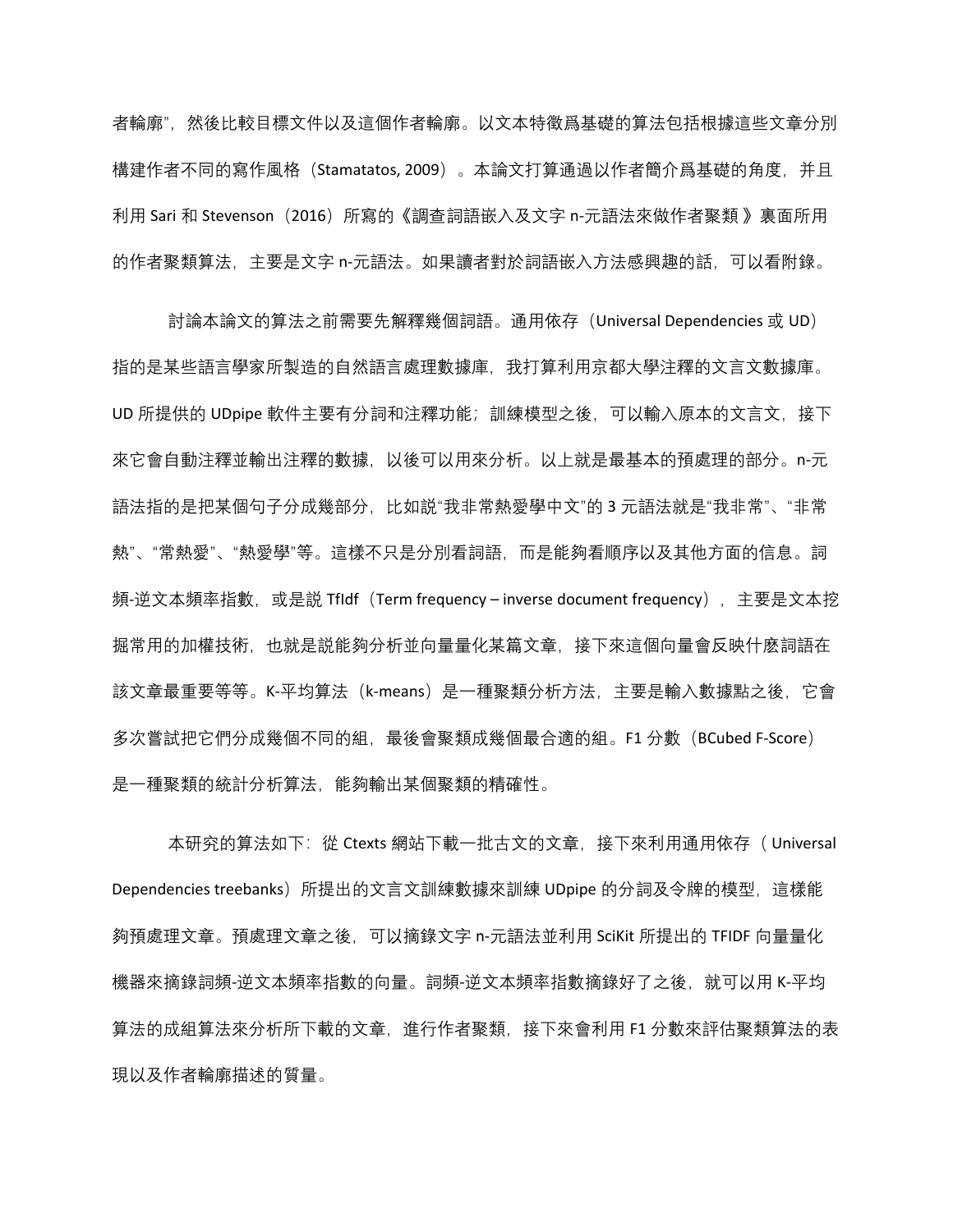者輪廓", 然後比較目標文件以及這個作者輪廓。以文本特徵爲基礎的算法包括根據這些文章分別構建作者不同的寫作風格（Stamatatos, 2009）。本論文打算通過以作者簡介爲基礎的角度，并且利用 Sari 和 Stevenson（2016）所寫的《調查詞語嵌入及文字 n-元語法來做作者聚類》裏面所用的作者聚類算法，主要是文字 n-元語法。如果讀者對於詞語嵌入方法感興趣的話，可以看附錄。

討論本論文的算法之前需要先解釋幾個詞語。通用依存（Universal Dependencies 或 UD）指的是某些語言學家所製造的自然語言處理數據庫，我打算利用京都大學注釋的文言文數據庫。UD 所提供的 UDpipe 軟件主要有分詞和注釋功能；訓練模型之後，可以輸入原本的文言文，接下來它會自動注釋並輸出注釋的數據，以後可以用來分析。以上就是最基本的預處理的部分。n-元語法指的是把某個句子分成幾部分，比如説"我非常熱愛學中文"的 3 元語法就是"我非常"、"非常熱"、"常熱愛"、"熱愛學"等。這樣不只是分別看詞語，而是能夠看順序以及其他方面的信息。詞頻-逆文本頻率指數，或是説 TfIdf（Term frequency – inverse document frequency），主要是文本挖掘常用的加權技術，也就是説能夠分析並向量量化某篇文章，接下來這個向量會反映什麽詞語在該文章最重要等等。K-平均算法（k-means）是一種聚類分析方法，主要是輸入數據點之後，它會多次嘗試把它們分成幾個不同的組，最後會聚類成幾個最合適的組。F1 分數（BCubed F-Score）是一種聚類的統計分析算法，能夠輸出某個聚類的精確性。

本研究的算法如下：從 Ctexts 網站下載一批古文的文章，接下來利用通用依存（Universal Dependencies treebanks）所提出的文言文訓練數據來訓練 UDpipe 的分詞及令牌的模型，這樣能夠預處理文章。預處理文章之後，可以摘錄文字 n-元語法並利用 SciKit 所提出的 TFIDF 向量量化機器來摘錄詞頻-逆文本頻率指數的向量。詞頻-逆文本頻率指數摘錄好了之後，就可以用 K-平均算法的成組算法來分析所下載的文章，進行作者聚類，接下來會利用 F1 分數來評估聚類算法的表現以及作者輪廓描述的質量。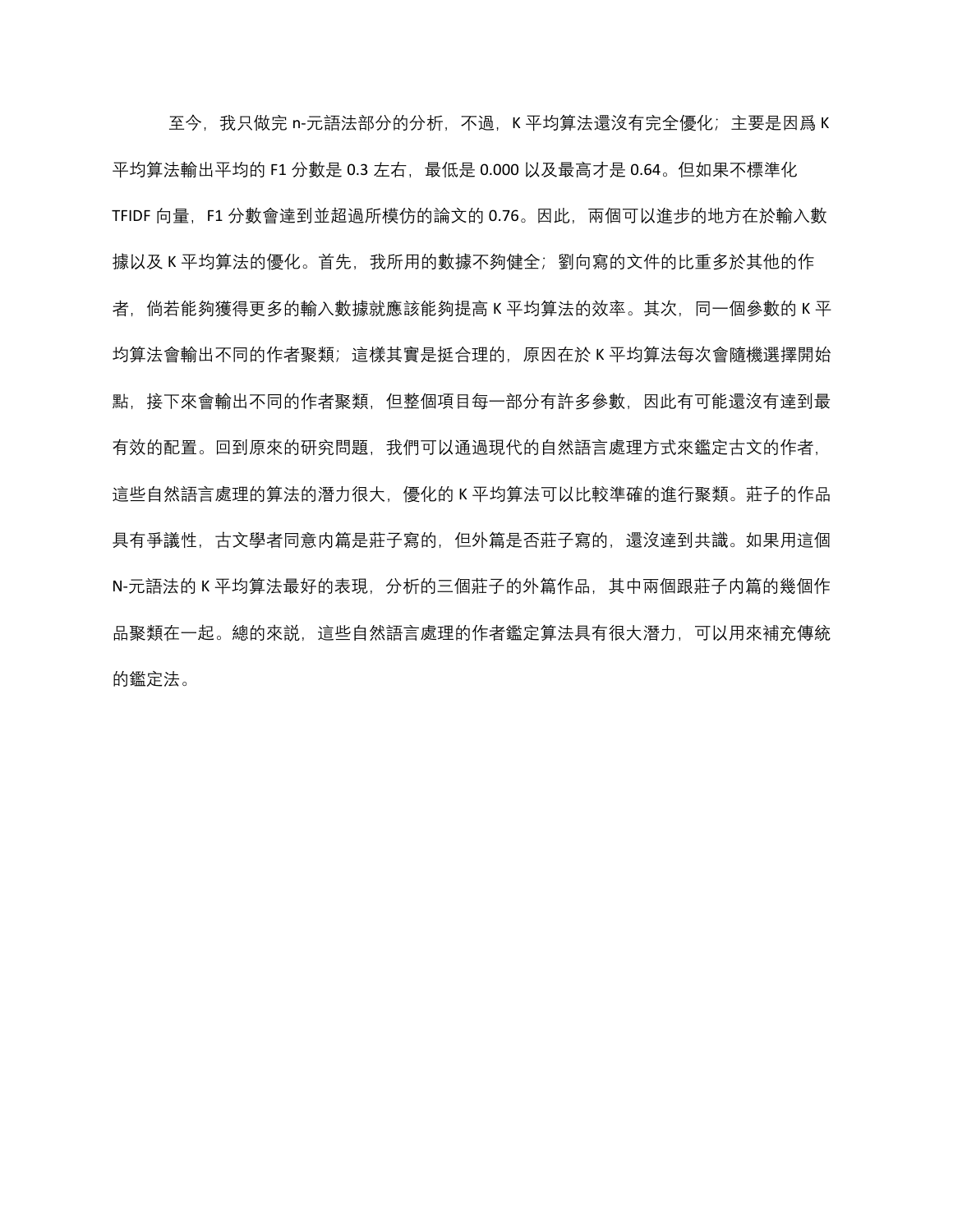至今，我只做完 n-元語法部分的分析，不過，K 平均算法還沒有完全優化；主要是因爲 K 平均算法輸出平均的 F1 分數是 0.3 左右，最低是 0.000 以及最高才是 0.64。但如果不標準化 TFIDF 向量，F1 分數會達到並超過所模仿的論文的 0.76。因此，兩個可以進步的地方在於輸入數據以及 K 平均算法的優化。首先，我所用的數據不夠健全；劉向寫的文件的比重多於其他的作者，倘若能夠獲得更多的輸入數據就應該能夠提高 K 平均算法的效率。其次，同一個參數的 K 平均算法會輸出不同的作者聚類；這樣其實是挺合理的，原因在於 K 平均算法每次會隨機選擇開始點，接下來會輸出不同的作者聚類，但整個項目每一部分有許多參數，因此有可能還沒有達到最有效的配置。回到原來的研究問題，我們可以通過現代的自然語言處理方式來鑑定古文的作者，這些自然語言處理的算法的潛力很大，優化的 K 平均算法可以比較準確的進行聚類。莊子的作品具有爭議性，古文學者同意內篇是莊子寫的，但外篇是否莊子寫的，還沒達到共識。如果用這個 N-元語法的 K 平均算法最好的表現，分析的三個莊子的外篇作品，其中兩個跟莊子內篇的幾個作品聚類在一起。總的來說，這些自然語言處理的作者鑑定算法具有很大潛力，可以用來補充傳統的鑑定法。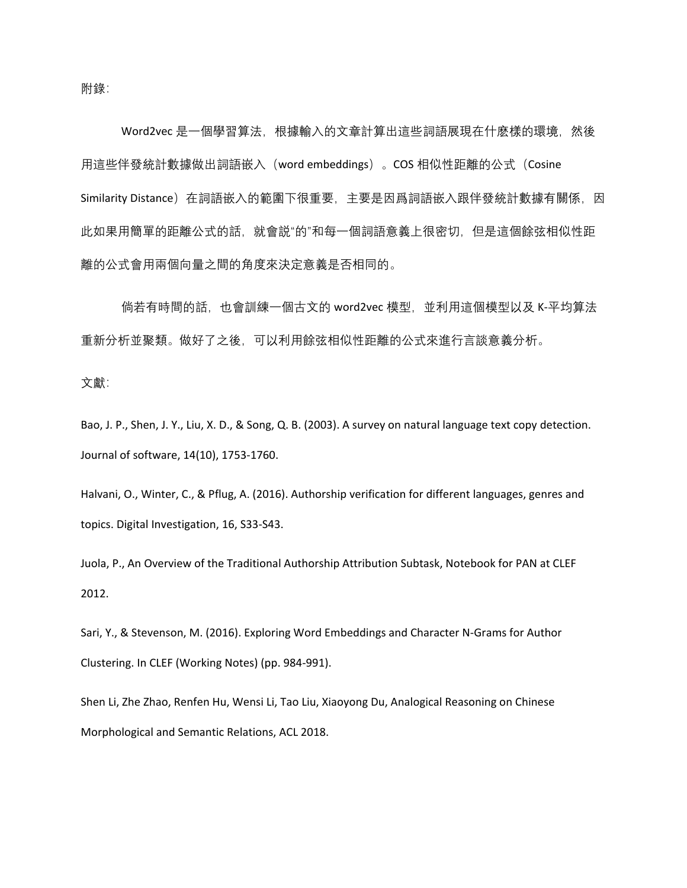附錄：

Word2vec 是一個學習算法，根據輸入的文章計算出這些詞語展現在什麼樣的環境，然後用這些伴發統計數據做出詞語嵌入（word embeddings）。COS 相似性距離的公式（Cosine Similarity Distance）在詞語嵌入的範圍下很重要，主要是因爲詞語嵌入跟伴發統計數據有關係，因此如果用簡單的距離公式的話，就會説“的”和每一個詞語意義上很密切，但是這個餘弦相似性距離的公式會用兩個向量之間的角度來決定意義是否相同的。

倘若有時間的話，也會訓練一個古文的 word2vec 模型，並利用這個模型以及 K-平均算法重新分析並聚類。做好了之後，可以利用餘弦相似性距離的公式來進行言談意義分析。

文獻：

Bao, J. P., Shen, J. Y., Liu, X. D., & Song, Q. B. (2003). A survey on natural language text copy detection. Journal of software, 14(10), 1753-1760.

Halvani, O., Winter, C., & Pflug, A. (2016). Authorship verification for different languages, genres and topics. Digital Investigation, 16, S33-S43.

Juola, P., An Overview of the Traditional Authorship Attribution Subtask, Notebook for PAN at CLEF 2012.

Sari, Y., & Stevenson, M. (2016). Exploring Word Embeddings and Character N-Grams for Author Clustering. In CLEF (Working Notes) (pp. 984-991).

Shen Li, Zhe Zhao, Renfen Hu, Wensi Li, Tao Liu, Xiaoyong Du, Analogical Reasoning on Chinese Morphological and Semantic Relations, ACL 2018.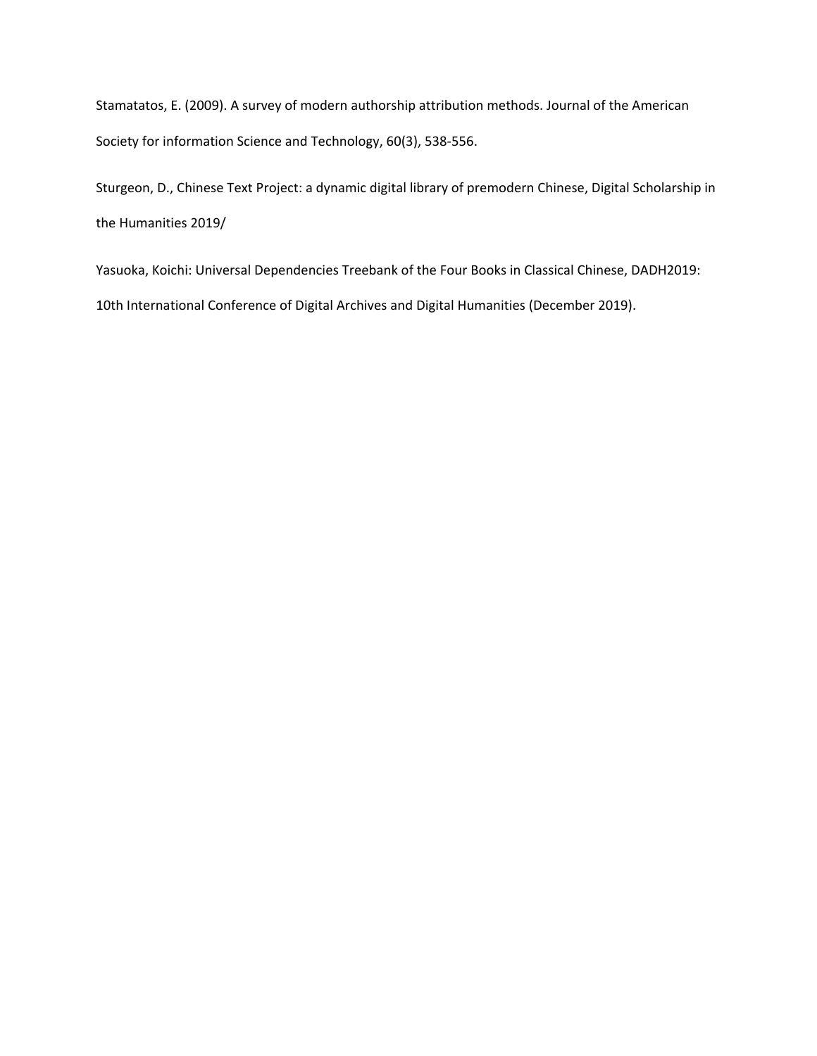Stamatatos, E. (2009). A survey of modern authorship attribution methods. Journal of the American Society for information Science and Technology, 60(3), 538-556.

Sturgeon, D., Chinese Text Project: a dynamic digital library of premodern Chinese, Digital Scholarship in the Humanities 2019/

Yasuoka, Koichi: Universal Dependencies Treebank of the Four Books in Classical Chinese, DADH2019: 10th International Conference of Digital Archives and Digital Humanities (December 2019).